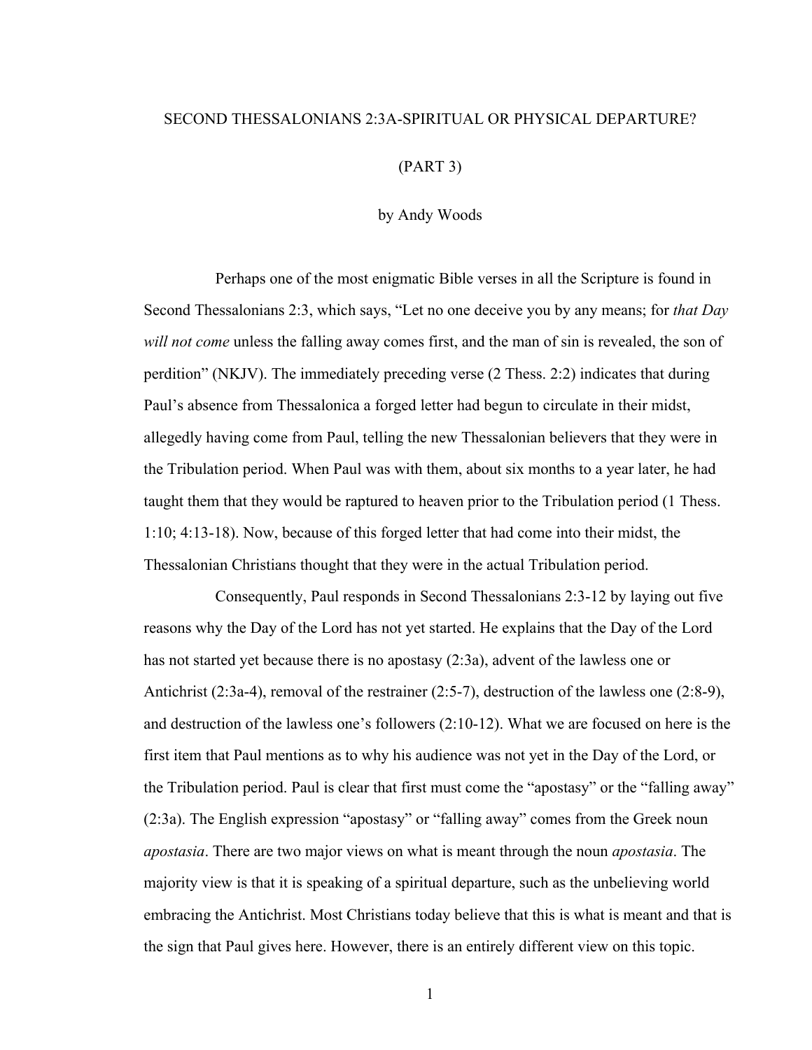# SECOND THESSALONIANS 2:3A-SPIRITUAL OR PHYSICAL DEPARTURE?

## (PART 3)

by Andy Woods

Perhaps one of the most enigmatic Bible verses in all the Scripture is found in Second Thessalonians 2:3, which says, "Let no one deceive you by any means; for *that Day will not come* unless the falling away comes first, and the man of sin is revealed, the son of perdition" (NKJV). The immediately preceding verse (2 Thess. 2:2) indicates that during Paul's absence from Thessalonica a forged letter had begun to circulate in their midst, allegedly having come from Paul, telling the new Thessalonian believers that they were in the Tribulation period. When Paul was with them, about six months to a year later, he had taught them that they would be raptured to heaven prior to the Tribulation period (1 Thess. 1:10; 4:13-18). Now, because of this forged letter that had come into their midst, the Thessalonian Christians thought that they were in the actual Tribulation period.

Consequently, Paul responds in Second Thessalonians 2:3-12 by laying out five reasons why the Day of the Lord has not yet started. He explains that the Day of the Lord has not started yet because there is no apostasy (2:3a), advent of the lawless one or Antichrist (2:3a-4), removal of the restrainer (2:5-7), destruction of the lawless one (2:8-9), and destruction of the lawless one's followers (2:10-12). What we are focused on here is the first item that Paul mentions as to why his audience was not yet in the Day of the Lord, or the Tribulation period. Paul is clear that first must come the "apostasy" or the "falling away" (2:3a). The English expression "apostasy" or "falling away" comes from the Greek noun *apostasia*. There are two major views on what is meant through the noun *apostasia*. The majority view is that it is speaking of a spiritual departure, such as the unbelieving world embracing the Antichrist. Most Christians today believe that this is what is meant and that is the sign that Paul gives here. However, there is an entirely different view on this topic.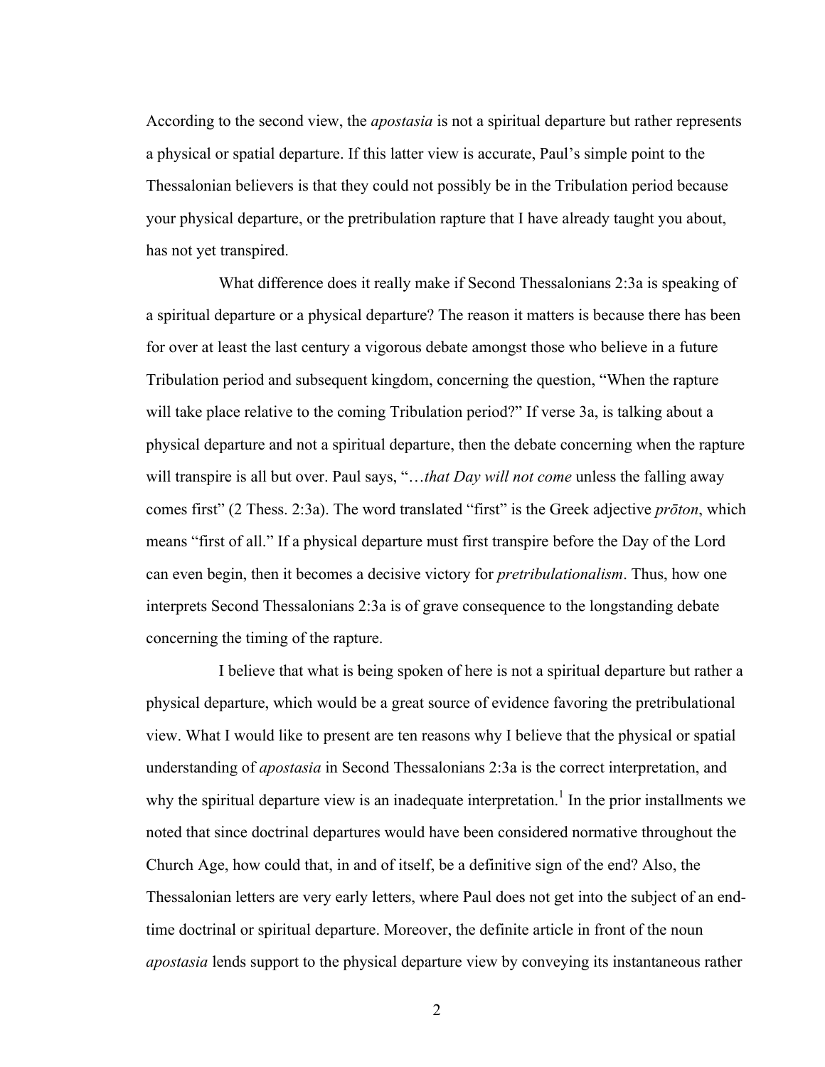According to the second view, the *apostasia* is not a spiritual departure but rather represents a physical or spatial departure. If this latter view is accurate, Paul's simple point to the Thessalonian believers is that they could not possibly be in the Tribulation period because your physical departure, or the pretribulation rapture that I have already taught you about, has not yet transpired.

What difference does it really make if Second Thessalonians 2:3a is speaking of a spiritual departure or a physical departure? The reason it matters is because there has been for over at least the last century a vigorous debate amongst those who believe in a future Tribulation period and subsequent kingdom, concerning the question, "When the rapture will take place relative to the coming Tribulation period?" If verse 3a, is talking about a physical departure and not a spiritual departure, then the debate concerning when the rapture will transpire is all but over. Paul says, "…*that Day will not come* unless the falling away comes first" (2 Thess. 2:3a). The word translated "first" is the Greek adjective *prōton*, which means "first of all." If a physical departure must first transpire before the Day of the Lord can even begin, then it becomes a decisive victory for *pretribulationalism*. Thus, how one interprets Second Thessalonians 2:3a is of grave consequence to the longstanding debate concerning the timing of the rapture.

I believe that what is being spoken of here is not a spiritual departure but rather a physical departure, which would be a great source of evidence favoring the pretribulational view. What I would like to present are ten reasons why I believe that the physical or spatial understanding of *apostasia* in Second Thessalonians 2:3a is the correct interpretation, and why the spiritual departure view is an inadequate interpretation.[1] In the prior installments we noted that since doctrinal departures would have been considered normative throughout the Church Age, how could that, in and of itself, be a definitive sign of the end? Also, the Thessalonian letters are very early letters, where Paul does not get into the subject of an end-time doctrinal or spiritual departure. Moreover, the definite article in front of the noun *apostasia* lends support to the physical departure view by conveying its instantaneous rather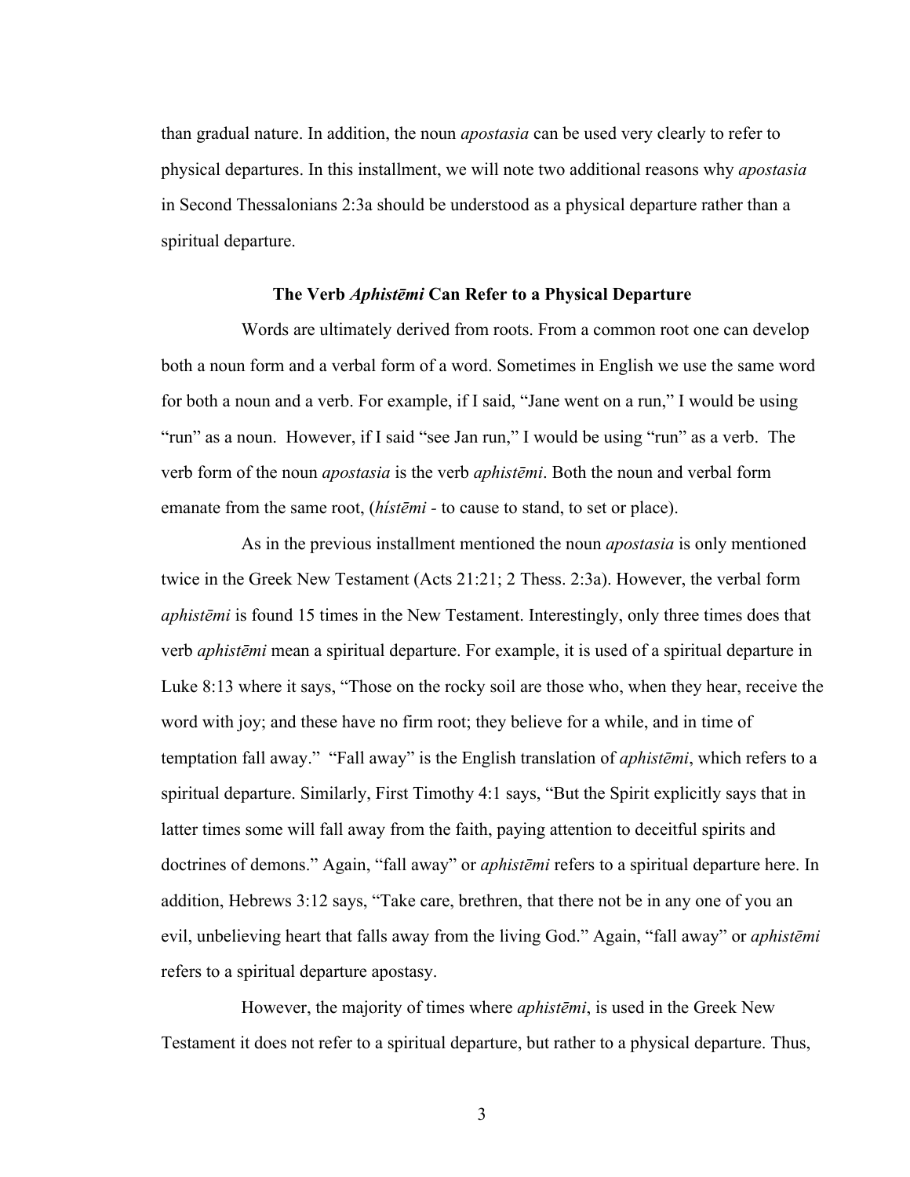than gradual nature. In addition, the noun *apostasia* can be used very clearly to refer to physical departures. In this installment, we will note two additional reasons why *apostasia* in Second Thessalonians 2:3a should be understood as a physical departure rather than a spiritual departure.

### The Verb *Aphistēmi* Can Refer to a Physical Departure

Words are ultimately derived from roots. From a common root one can develop both a noun form and a verbal form of a word. Sometimes in English we use the same word for both a noun and a verb. For example, if I said, "Jane went on a run," I would be using "run" as a noun. However, if I said "see Jan run," I would be using "run" as a verb. The verb form of the noun *apostasia* is the verb *aphistēmi*. Both the noun and verbal form emanate from the same root, (*hístēmi* - to cause to stand, to set or place).

As in the previous installment mentioned the noun *apostasia* is only mentioned twice in the Greek New Testament (Acts 21:21; 2 Thess. 2:3a). However, the verbal form *aphistēmi* is found 15 times in the New Testament. Interestingly, only three times does that verb *aphistēmi* mean a spiritual departure. For example, it is used of a spiritual departure in Luke 8:13 where it says, "Those on the rocky soil are those who, when they hear, receive the word with joy; and these have no firm root; they believe for a while, and in time of temptation fall away." "Fall away" is the English translation of *aphistēmi*, which refers to a spiritual departure. Similarly, First Timothy 4:1 says, "But the Spirit explicitly says that in latter times some will fall away from the faith, paying attention to deceitful spirits and doctrines of demons." Again, "fall away" or *aphistēmi* refers to a spiritual departure here. In addition, Hebrews 3:12 says, "Take care, brethren, that there not be in any one of you an evil, unbelieving heart that falls away from the living God." Again, "fall away" or *aphistēmi* refers to a spiritual departure apostasy.

However, the majority of times where *aphistēmi*, is used in the Greek New Testament it does not refer to a spiritual departure, but rather to a physical departure. Thus,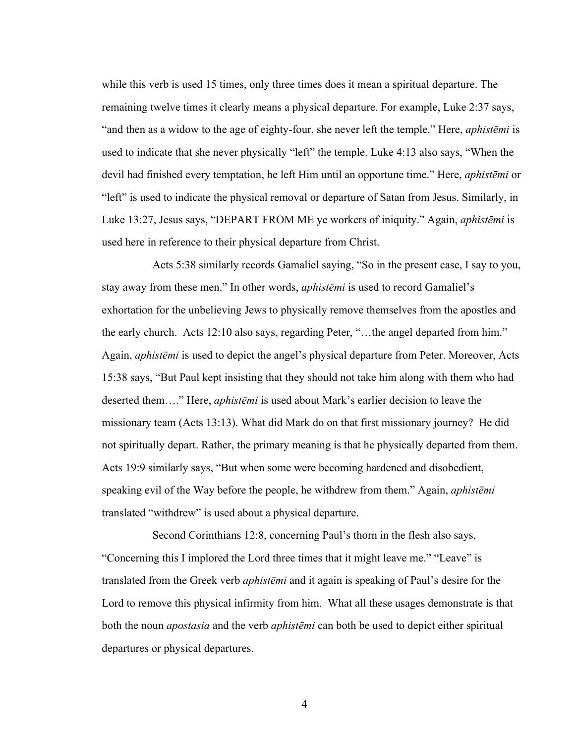while this verb is used 15 times, only three times does it mean a spiritual departure. The remaining twelve times it clearly means a physical departure. For example, Luke 2:37 says, "and then as a widow to the age of eighty-four, she never left the temple." Here, *aphistēmi* is used to indicate that she never physically "left" the temple. Luke 4:13 also says, "When the devil had finished every temptation, he left Him until an opportune time." Here, *aphistēmi* or "left" is used to indicate the physical removal or departure of Satan from Jesus. Similarly, in Luke 13:27, Jesus says, "DEPART FROM ME ye workers of iniquity." Again, *aphistēmi* is used here in reference to their physical departure from Christ.

Acts 5:38 similarly records Gamaliel saying, "So in the present case, I say to you, stay away from these men." In other words, *aphistēmi* is used to record Gamaliel's exhortation for the unbelieving Jews to physically remove themselves from the apostles and the early church. Acts 12:10 also says, regarding Peter, "…the angel departed from him." Again, *aphistēmi* is used to depict the angel's physical departure from Peter. Moreover, Acts 15:38 says, "But Paul kept insisting that they should not take him along with them who had deserted them…." Here, *aphistēmi* is used about Mark's earlier decision to leave the missionary team (Acts 13:13). What did Mark do on that first missionary journey? He did not spiritually depart. Rather, the primary meaning is that he physically departed from them. Acts 19:9 similarly says, "But when some were becoming hardened and disobedient, speaking evil of the Way before the people, he withdrew from them." Again, *aphistēmi* translated "withdrew" is used about a physical departure.

Second Corinthians 12:8, concerning Paul's thorn in the flesh also says, "Concerning this I implored the Lord three times that it might leave me." "Leave" is translated from the Greek verb *aphistēmi* and it again is speaking of Paul's desire for the Lord to remove this physical infirmity from him. What all these usages demonstrate is that both the noun *apostasia* and the verb *aphistēmi* can both be used to depict either spiritual departures or physical departures.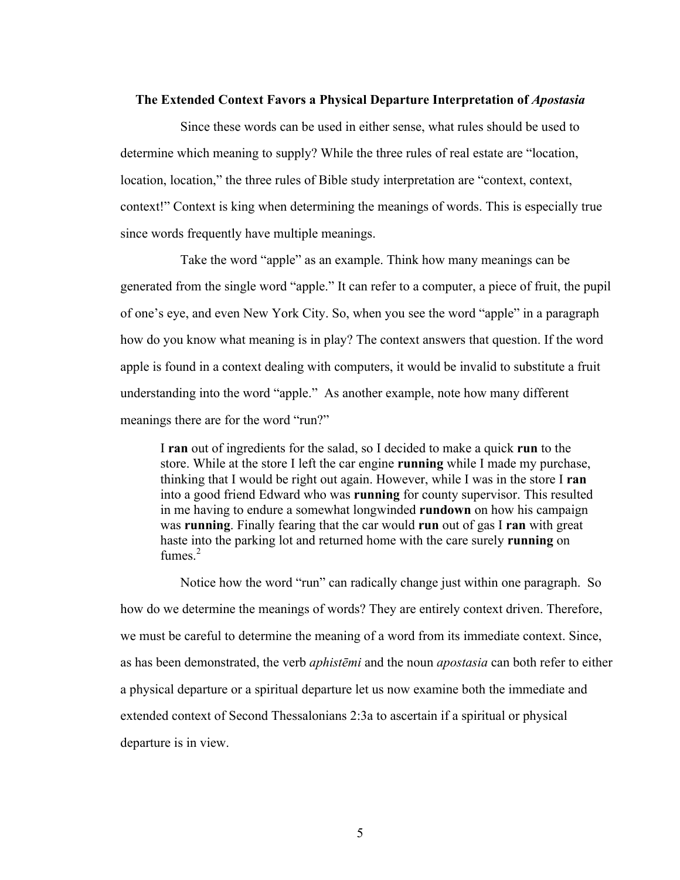### The Extended Context Favors a Physical Departure Interpretation of *Apostasia*

Since these words can be used in either sense, what rules should be used to determine which meaning to supply? While the three rules of real estate are "location, location, location," the three rules of Bible study interpretation are "context, context, context!" Context is king when determining the meanings of words. This is especially true since words frequently have multiple meanings.

Take the word "apple" as an example. Think how many meanings can be generated from the single word "apple." It can refer to a computer, a piece of fruit, the pupil of one's eye, and even New York City. So, when you see the word "apple" in a paragraph how do you know what meaning is in play? The context answers that question. If the word apple is found in a context dealing with computers, it would be invalid to substitute a fruit understanding into the word "apple." As another example, note how many different meanings there are for the word "run?"

> I **ran** out of ingredients for the salad, so I decided to make a quick **run** to the store. While at the store I left the car engine **running** while I made my purchase, thinking that I would be right out again. However, while I was in the store I **ran** into a good friend Edward who was **running** for county supervisor. This resulted in me having to endure a somewhat longwinded **rundown** on how his campaign was **running**. Finally fearing that the car would **run** out of gas I **ran** with great haste into the parking lot and returned home with the care surely **running** on fumes.[2]

Notice how the word "run" can radically change just within one paragraph. So how do we determine the meanings of words? They are entirely context driven. Therefore, we must be careful to determine the meaning of a word from its immediate context. Since, as has been demonstrated, the verb *aphistēmi* and the noun *apostasia* can both refer to either a physical departure or a spiritual departure let us now examine both the immediate and extended context of Second Thessalonians 2:3a to ascertain if a spiritual or physical departure is in view.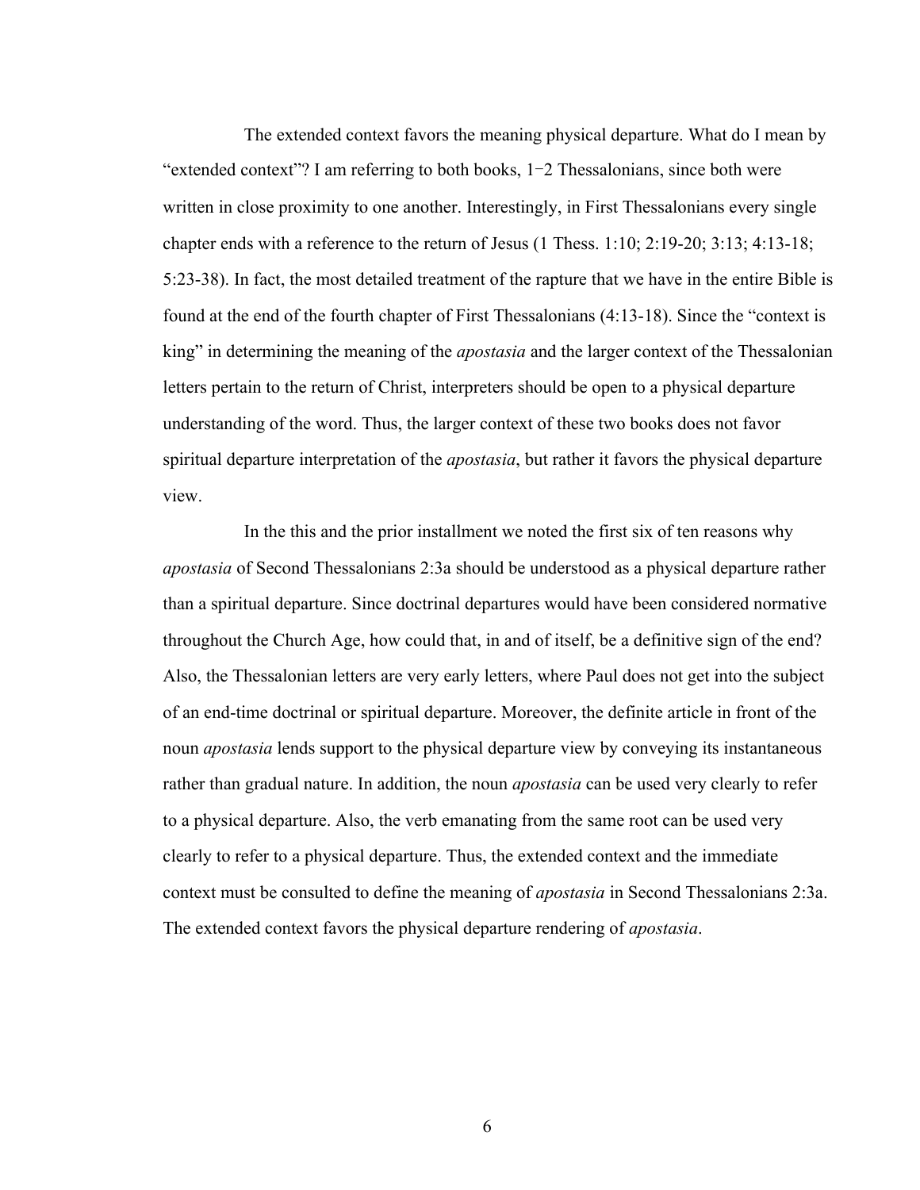The extended context favors the meaning physical departure. What do I mean by "extended context"? I am referring to both books, 1–2 Thessalonians, since both were written in close proximity to one another. Interestingly, in First Thessalonians every single chapter ends with a reference to the return of Jesus (1 Thess. 1:10; 2:19-20; 3:13; 4:13-18; 5:23-38). In fact, the most detailed treatment of the rapture that we have in the entire Bible is found at the end of the fourth chapter of First Thessalonians (4:13-18). Since the "context is king" in determining the meaning of the *apostasia* and the larger context of the Thessalonian letters pertain to the return of Christ, interpreters should be open to a physical departure understanding of the word. Thus, the larger context of these two books does not favor spiritual departure interpretation of the *apostasia*, but rather it favors the physical departure view.

In the this and the prior installment we noted the first six of ten reasons why *apostasia* of Second Thessalonians 2:3a should be understood as a physical departure rather than a spiritual departure. Since doctrinal departures would have been considered normative throughout the Church Age, how could that, in and of itself, be a definitive sign of the end? Also, the Thessalonian letters are very early letters, where Paul does not get into the subject of an end-time doctrinal or spiritual departure. Moreover, the definite article in front of the noun *apostasia* lends support to the physical departure view by conveying its instantaneous rather than gradual nature. In addition, the noun *apostasia* can be used very clearly to refer to a physical departure. Also, the verb emanating from the same root can be used very clearly to refer to a physical departure. Thus, the extended context and the immediate context must be consulted to define the meaning of *apostasia* in Second Thessalonians 2:3a. The extended context favors the physical departure rendering of *apostasia*.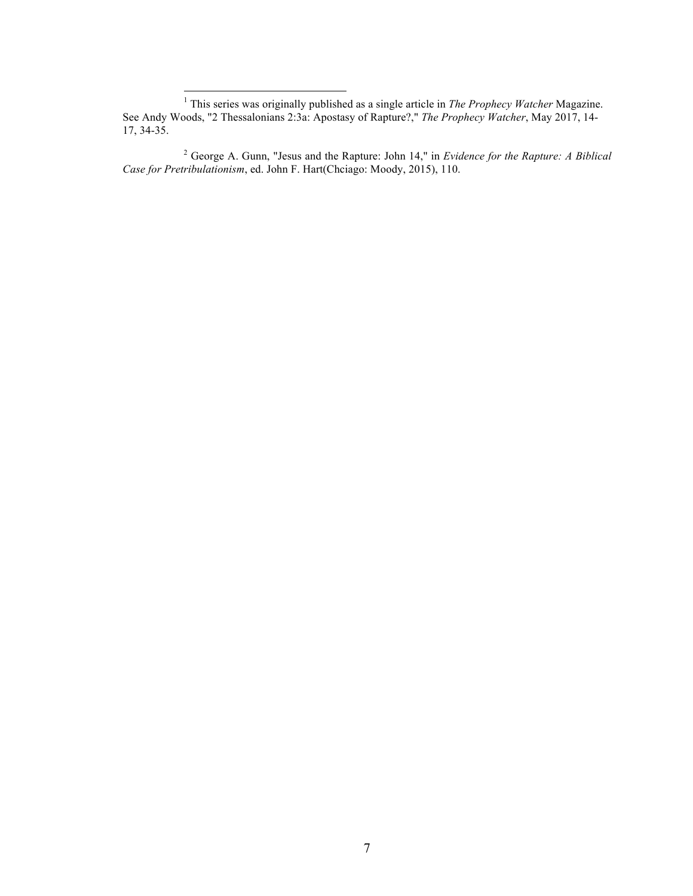[1] This series was originally published as a single article in *The Prophecy Watcher* Magazine. See Andy Woods, "2 Thessalonians 2:3a: Apostasy of Rapture?," *The Prophecy Watcher*, May 2017, 14-17, 34-35.

[2] George A. Gunn, "Jesus and the Rapture: John 14," in *Evidence for the Rapture: A Biblical Case for Pretribulationism*, ed. John F. Hart(Chciago: Moody, 2015), 110.